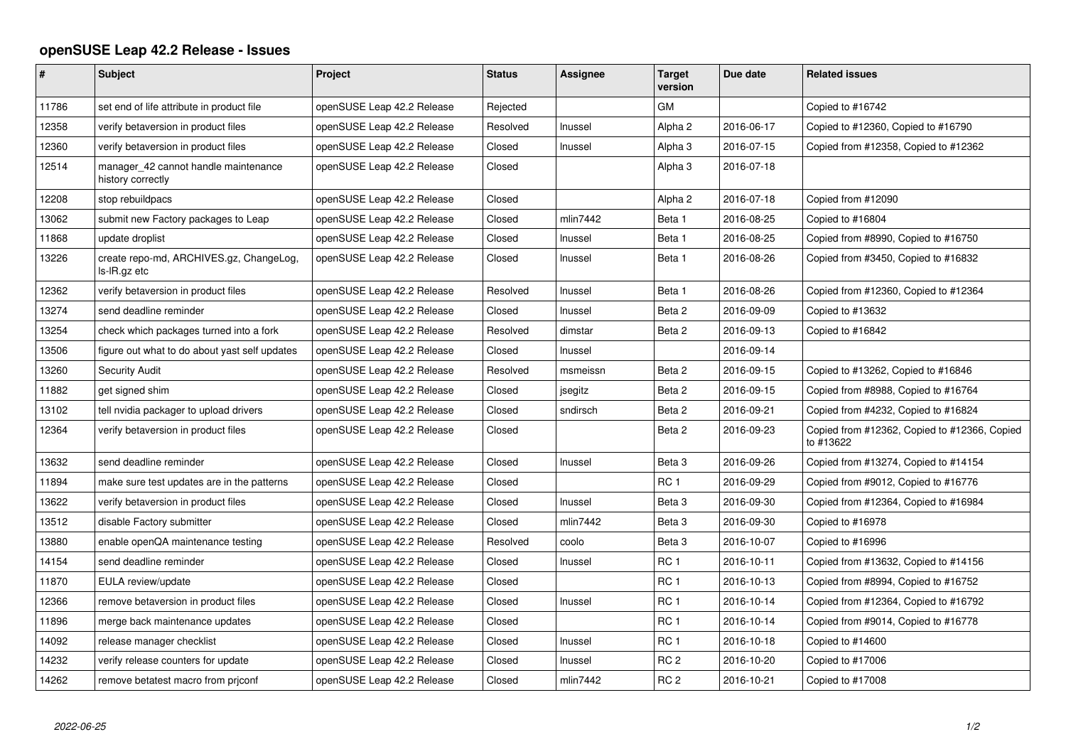# openSUSE Leap 42.2 Release - Issues

| # | Subject | Project | Status | Assignee | Target version | Due date | Related issues |
|---|---|---|---|---|---|---|---|
| 11786 | set end of life attribute in product file | openSUSE Leap 42.2 Release | Rejected | | GM | | Copied to #16742 |
| 12358 | verify betaversion in product files | openSUSE Leap 42.2 Release | Resolved | lnussel | Alpha 2 | 2016-06-17 | Copied to #12360, Copied to #16790 |
| 12360 | verify betaversion in product files | openSUSE Leap 42.2 Release | Closed | lnussel | Alpha 3 | 2016-07-15 | Copied from #12358, Copied to #12362 |
| 12514 | manager_42 cannot handle maintenance history correctly | openSUSE Leap 42.2 Release | Closed | | Alpha 3 | 2016-07-18 | |
| 12208 | stop rebuildpacs | openSUSE Leap 42.2 Release | Closed | | Alpha 2 | 2016-07-18 | Copied from #12090 |
| 13062 | submit new Factory packages to Leap | openSUSE Leap 42.2 Release | Closed | mlin7442 | Beta 1 | 2016-08-25 | Copied to #16804 |
| 11868 | update droplist | openSUSE Leap 42.2 Release | Closed | lnussel | Beta 1 | 2016-08-25 | Copied from #8990, Copied to #16750 |
| 13226 | create repo-md, ARCHIVES.gz, ChangeLog, ls-lR.gz etc | openSUSE Leap 42.2 Release | Closed | lnussel | Beta 1 | 2016-08-26 | Copied from #3450, Copied to #16832 |
| 12362 | verify betaversion in product files | openSUSE Leap 42.2 Release | Resolved | lnussel | Beta 1 | 2016-08-26 | Copied from #12360, Copied to #12364 |
| 13274 | send deadline reminder | openSUSE Leap 42.2 Release | Closed | lnussel | Beta 2 | 2016-09-09 | Copied to #13632 |
| 13254 | check which packages turned into a fork | openSUSE Leap 42.2 Release | Resolved | dimstar | Beta 2 | 2016-09-13 | Copied to #16842 |
| 13506 | figure out what to do about yast self updates | openSUSE Leap 42.2 Release | Closed | lnussel | | 2016-09-14 | |
| 13260 | Security Audit | openSUSE Leap 42.2 Release | Resolved | msmeissn | Beta 2 | 2016-09-15 | Copied to #13262, Copied to #16846 |
| 11882 | get signed shim | openSUSE Leap 42.2 Release | Closed | jsegitz | Beta 2 | 2016-09-15 | Copied from #8988, Copied to #16764 |
| 13102 | tell nvidia packager to upload drivers | openSUSE Leap 42.2 Release | Closed | sndirsch | Beta 2 | 2016-09-21 | Copied from #4232, Copied to #16824 |
| 12364 | verify betaversion in product files | openSUSE Leap 42.2 Release | Closed | | Beta 2 | 2016-09-23 | Copied from #12362, Copied to #12366, Copied to #13622 |
| 13632 | send deadline reminder | openSUSE Leap 42.2 Release | Closed | lnussel | Beta 3 | 2016-09-26 | Copied from #13274, Copied to #14154 |
| 11894 | make sure test updates are in the patterns | openSUSE Leap 42.2 Release | Closed | | RC 1 | 2016-09-29 | Copied from #9012, Copied to #16776 |
| 13622 | verify betaversion in product files | openSUSE Leap 42.2 Release | Closed | lnussel | Beta 3 | 2016-09-30 | Copied from #12364, Copied to #16984 |
| 13512 | disable Factory submitter | openSUSE Leap 42.2 Release | Closed | mlin7442 | Beta 3 | 2016-09-30 | Copied to #16978 |
| 13880 | enable openQA maintenance testing | openSUSE Leap 42.2 Release | Resolved | coolo | Beta 3 | 2016-10-07 | Copied to #16996 |
| 14154 | send deadline reminder | openSUSE Leap 42.2 Release | Closed | lnussel | RC 1 | 2016-10-11 | Copied from #13632, Copied to #14156 |
| 11870 | EULA review/update | openSUSE Leap 42.2 Release | Closed | | RC 1 | 2016-10-13 | Copied from #8994, Copied to #16752 |
| 12366 | remove betaversion in product files | openSUSE Leap 42.2 Release | Closed | lnussel | RC 1 | 2016-10-14 | Copied from #12364, Copied to #16792 |
| 11896 | merge back maintenance updates | openSUSE Leap 42.2 Release | Closed | | RC 1 | 2016-10-14 | Copied from #9014, Copied to #16778 |
| 14092 | release manager checklist | openSUSE Leap 42.2 Release | Closed | lnussel | RC 1 | 2016-10-18 | Copied to #14600 |
| 14232 | verify release counters for update | openSUSE Leap 42.2 Release | Closed | lnussel | RC 2 | 2016-10-20 | Copied to #17006 |
| 14262 | remove betatest macro from prjconf | openSUSE Leap 42.2 Release | Closed | mlin7442 | RC 2 | 2016-10-21 | Copied to #17008 |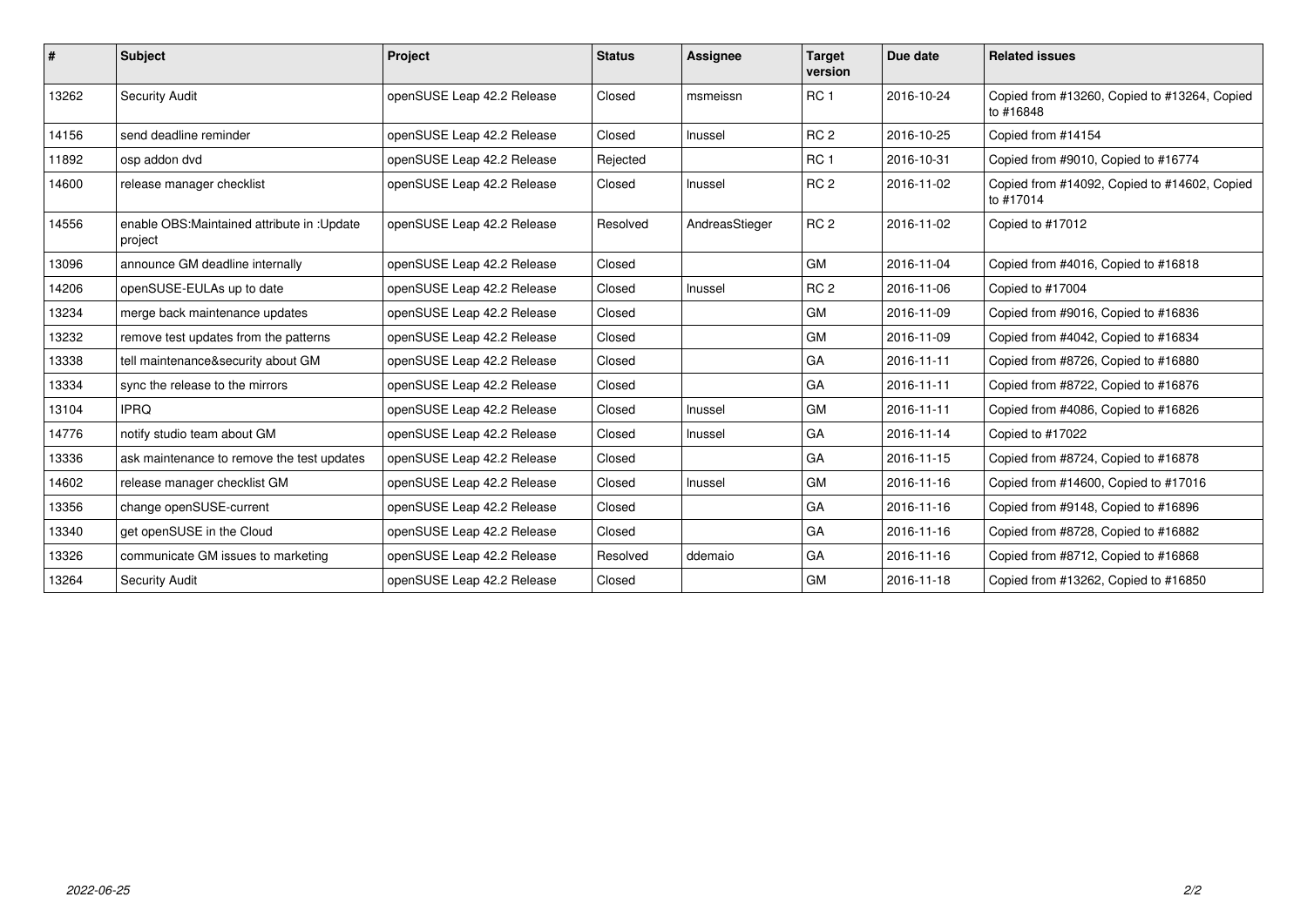| # | Subject | Project | Status | Assignee | Target version | Due date | Related issues |
|---|---|---|---|---|---|---|---|
| 13262 | Security Audit | openSUSE Leap 42.2 Release | Closed | msmeissn | RC 1 | 2016-10-24 | Copied from #13260, Copied to #13264, Copied to #16848 |
| 14156 | send deadline reminder | openSUSE Leap 42.2 Release | Closed | lnussel | RC 2 | 2016-10-25 | Copied from #14154 |
| 11892 | osp addon dvd | openSUSE Leap 42.2 Release | Rejected | | RC 1 | 2016-10-31 | Copied from #9010, Copied to #16774 |
| 14600 | release manager checklist | openSUSE Leap 42.2 Release | Closed | lnussel | RC 2 | 2016-11-02 | Copied from #14092, Copied to #14602, Copied to #17014 |
| 14556 | enable OBS:Maintained attribute in :Update project | openSUSE Leap 42.2 Release | Resolved | AndreasStieger | RC 2 | 2016-11-02 | Copied to #17012 |
| 13096 | announce GM deadline internally | openSUSE Leap 42.2 Release | Closed | | GM | 2016-11-04 | Copied from #4016, Copied to #16818 |
| 14206 | openSUSE-EULAs up to date | openSUSE Leap 42.2 Release | Closed | lnussel | RC 2 | 2016-11-06 | Copied to #17004 |
| 13234 | merge back maintenance updates | openSUSE Leap 42.2 Release | Closed | | GM | 2016-11-09 | Copied from #9016, Copied to #16836 |
| 13232 | remove test updates from the patterns | openSUSE Leap 42.2 Release | Closed | | GM | 2016-11-09 | Copied from #4042, Copied to #16834 |
| 13338 | tell maintenance&security about GM | openSUSE Leap 42.2 Release | Closed | | GA | 2016-11-11 | Copied from #8726, Copied to #16880 |
| 13334 | sync the release to the mirrors | openSUSE Leap 42.2 Release | Closed | | GA | 2016-11-11 | Copied from #8722, Copied to #16876 |
| 13104 | IPRQ | openSUSE Leap 42.2 Release | Closed | lnussel | GM | 2016-11-11 | Copied from #4086, Copied to #16826 |
| 14776 | notify studio team about GM | openSUSE Leap 42.2 Release | Closed | lnussel | GA | 2016-11-14 | Copied to #17022 |
| 13336 | ask maintenance to remove the test updates | openSUSE Leap 42.2 Release | Closed | | GA | 2016-11-15 | Copied from #8724, Copied to #16878 |
| 14602 | release manager checklist GM | openSUSE Leap 42.2 Release | Closed | lnussel | GM | 2016-11-16 | Copied from #14600, Copied to #17016 |
| 13356 | change openSUSE-current | openSUSE Leap 42.2 Release | Closed | | GA | 2016-11-16 | Copied from #9148, Copied to #16896 |
| 13340 | get openSUSE in the Cloud | openSUSE Leap 42.2 Release | Closed | | GA | 2016-11-16 | Copied from #8728, Copied to #16882 |
| 13326 | communicate GM issues to marketing | openSUSE Leap 42.2 Release | Resolved | ddemaio | GA | 2016-11-16 | Copied from #8712, Copied to #16868 |
| 13264 | Security Audit | openSUSE Leap 42.2 Release | Closed | | GM | 2016-11-18 | Copied from #13262, Copied to #16850 |